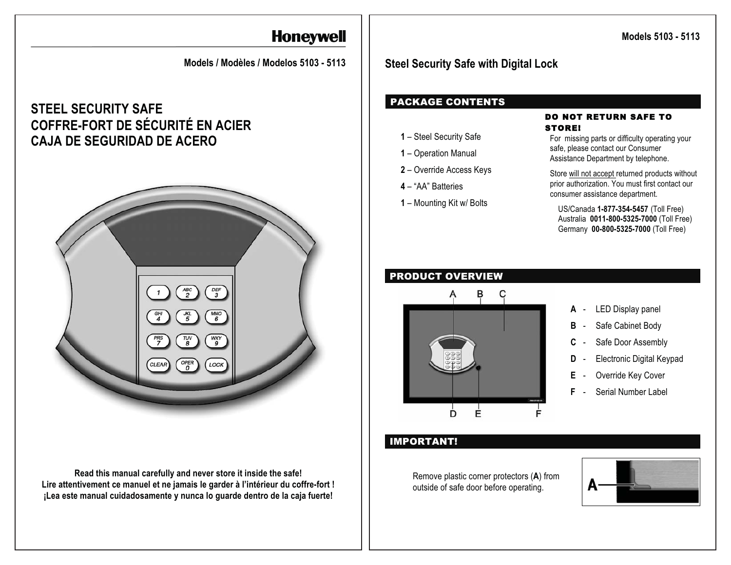Honeywell

Models / Modèles / Modelos 5103 - 5113

# STEEL SECURITY SAFE
# COFFRE-FORT DE SÉCURITÉ EN ACIER
# CAJA DE SEGURIDAD DE ACERO

**Read this manual carefully and never store it inside the safe!**
**Lire attentivement ce manuel et ne jamais le garder à l'intérieur du coffre-fort !**
**¡Lea este manual cuidadosamente y nunca lo guarde dentro de la caja fuerte!**

Models 5103 - 5113

## Steel Security Safe with Digital Lock

### PACKAGE CONTENTS

- **1** – Steel Security Safe
- **1** – Operation Manual
- **2** – Override Access Keys
- **4** – "AA" Batteries
- **1** – Mounting Kit w/ Bolts

**DO NOT RETURN SAFE TO STORE!**

For missing parts or difficulty operating your safe, please contact our Consumer Assistance Department by telephone.

Store will not accept returned products without prior authorization. You must first contact our consumer assistance department.

US/Canada **1-877-354-5457** (Toll Free)
Australia **0011-800-5325-7000** (Toll Free)
Germany **00-800-5325-7000** (Toll Free)

### PRODUCT OVERVIEW

- **A** - LED Display panel
- **B** - Safe Cabinet Body
- **C** - Safe Door Assembly
- **D** - Electronic Digital Keypad
- **E** - Override Key Cover
- **F** - Serial Number Label

### IMPORTANT!

Remove plastic corner protectors (**A**) from outside of safe door before operating.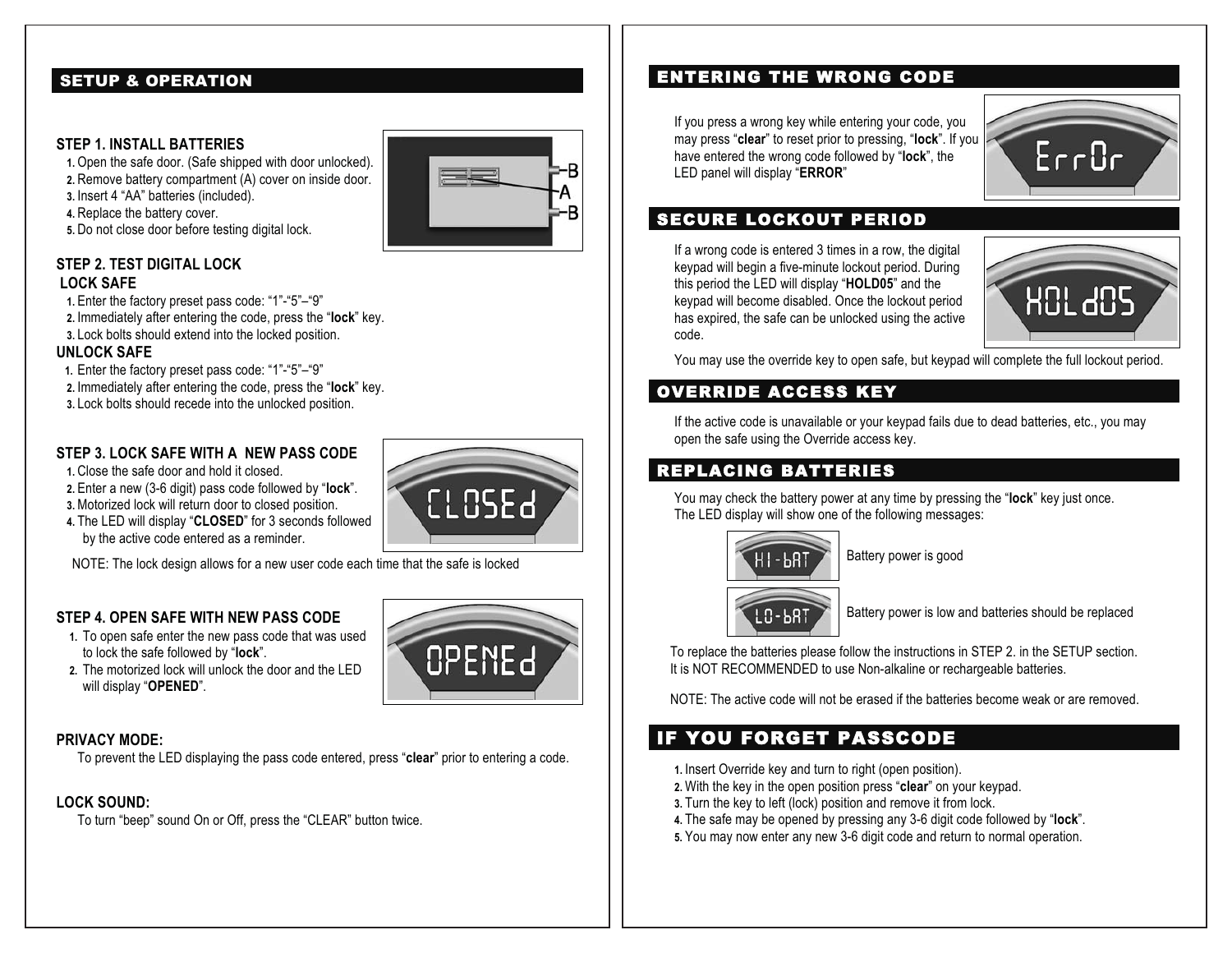## SETUP & OPERATION

### STEP 1. INSTALL BATTERIES

1. Open the safe door. (Safe shipped with door unlocked).
2. Remove battery compartment (A) cover on inside door.
3. Insert 4 "AA" batteries (included).
4. Replace the battery cover.
5. Do not close door before testing digital lock.

### STEP 2. TEST DIGITAL LOCK

**LOCK SAFE**

1. Enter the factory preset pass code: "1"-"5"–"9"
2. Immediately after entering the code, press the "**lock**" key.
3. Lock bolts should extend into the locked position.

**UNLOCK SAFE**

1. Enter the factory preset pass code: "1"-"5"–"9"
2. Immediately after entering the code, press the "**lock**" key.
3. Lock bolts should recede into the unlocked position.

### STEP 3. LOCK SAFE WITH A NEW PASS CODE

1. Close the safe door and hold it closed.
2. Enter a new (3-6 digit) pass code followed by "**lock**".
3. Motorized lock will return door to closed position.
4. The LED will display "**CLOSED**" for 3 seconds followed by the active code entered as a reminder.

NOTE: The lock design allows for a new user code each time that the safe is locked

### STEP 4. OPEN SAFE WITH NEW PASS CODE

1. To open safe enter the new pass code that was used to lock the safe followed by "**lock**".
2. The motorized lock will unlock the door and the LED will display "**OPENED**".

### PRIVACY MODE:

To prevent the LED displaying the pass code entered, press "**clear**" prior to entering a code.

### LOCK SOUND:

To turn "beep" sound On or Off, press the "CLEAR" button twice.

## ENTERING THE WRONG CODE

If you press a wrong key while entering your code, you may press "**clear**" to reset prior to pressing, "**lock**". If you have entered the wrong code followed by "**lock**", the LED panel will display "**ERROR**"

## SECURE LOCKOUT PERIOD

If a wrong code is entered 3 times in a row, the digital keypad will begin a five-minute lockout period. During this period the LED will display "**HOLD05**" and the keypad will become disabled. Once the lockout period has expired, the safe can be unlocked using the active code.

You may use the override key to open safe, but keypad will complete the full lockout period.

## OVERRIDE ACCESS KEY

If the active code is unavailable or your keypad fails due to dead batteries, etc., you may open the safe using the Override access key.

## REPLACING BATTERIES

You may check the battery power at any time by pressing the "**lock**" key just once. The LED display will show one of the following messages:

HI-bAT — Battery power is good

LO-bAT — Battery power is low and batteries should be replaced

To replace the batteries please follow the instructions in STEP 2. in the SETUP section. It is NOT RECOMMENDED to use Non-alkaline or rechargeable batteries.

NOTE: The active code will not be erased if the batteries become weak or are removed.

## IF YOU FORGET PASSCODE

1. Insert Override key and turn to right (open position).
2. With the key in the open position press "**clear**" on your keypad.
3. Turn the key to left (lock) position and remove it from lock.
4. The safe may be opened by pressing any 3-6 digit code followed by "**lock**".
5. You may now enter any new 3-6 digit code and return to normal operation.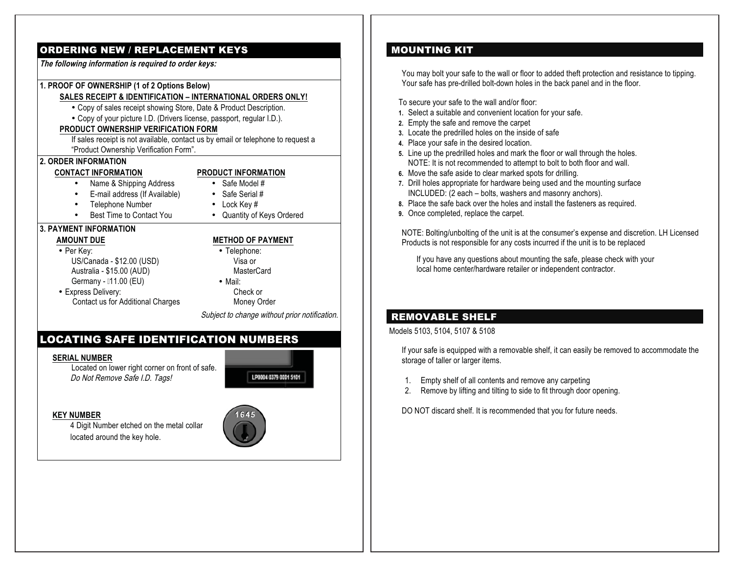## ORDERING NEW / REPLACEMENT KEYS

***The following information is required to order keys:***

**1. PROOF OF OWNERSHIP (1 of 2 Options Below)**

**SALES RECEIPT & IDENTIFICATION – INTERNATIONAL ORDERS ONLY!**

- Copy of sales receipt showing Store, Date & Product Description.
- Copy of your picture I.D. (Drivers license, passport, regular I.D.).

**PRODUCT OWNERSHIP VERIFICATION FORM**

If sales receipt is not available, contact us by email or telephone to request a "Product Ownership Verification Form".

**2. ORDER INFORMATION**

**CONTACT INFORMATION**

- Name & Shipping Address
- E-mail address (If Available)
- Telephone Number
- Best Time to Contact You

**PRODUCT INFORMATION**

- Safe Model #
- Safe Serial #
- Lock Key #
- Quantity of Keys Ordered

**3. PAYMENT INFORMATION**

**AMOUNT DUE**

- Per Key:
  US/Canada - $12.00 (USD)
  Australia - $15.00 (AUD)
  Germany - 11.00 (EU)
- Express Delivery:
  Contact us for Additional Charges

**METHOD OF PAYMENT**

- Telephone:
  Visa or
  MasterCard
- Mail:
  Check or
  Money Order

*Subject to change without prior notification.*

## LOCATING SAFE IDENTIFICATION NUMBERS

**SERIAL NUMBER**

Located on lower right corner on front of safe.
*Do Not Remove Safe I.D. Tags!*

LP0004 0379 0001 5101

**KEY NUMBER**

4 Digit Number etched on the metal collar located around the key hole.

1645

## MOUNTING KIT

You may bolt your safe to the wall or floor to added theft protection and resistance to tipping. Your safe has pre-drilled bolt-down holes in the back panel and in the floor.

To secure your safe to the wall and/or floor:

1. Select a suitable and convenient location for your safe.
2. Empty the safe and remove the carpet
3. Locate the predrilled holes on the inside of safe
4. Place your safe in the desired location.
5. Line up the predrilled holes and mark the floor or wall through the holes.
   NOTE: It is not recommended to attempt to bolt to both floor and wall.
6. Move the safe aside to clear marked spots for drilling.
7. Drill holes appropriate for hardware being used and the mounting surface
   INCLUDED: (2 each – bolts, washers and masonry anchors).
8. Place the safe back over the holes and install the fasteners as required.
9. Once completed, replace the carpet.

NOTE: Bolting/unbolting of the unit is at the consumer's expense and discretion. LH Licensed Products is not responsible for any costs incurred if the unit is to be replaced

If you have any questions about mounting the safe, please check with your local home center/hardware retailer or independent contractor.

## REMOVABLE SHELF

Models 5103, 5104, 5107 & 5108

If your safe is equipped with a removable shelf, it can easily be removed to accommodate the storage of taller or larger items.

1. Empty shelf of all contents and remove any carpeting
2. Remove by lifting and tilting to side to fit through door opening.

DO NOT discard shelf. It is recommended that you for future needs.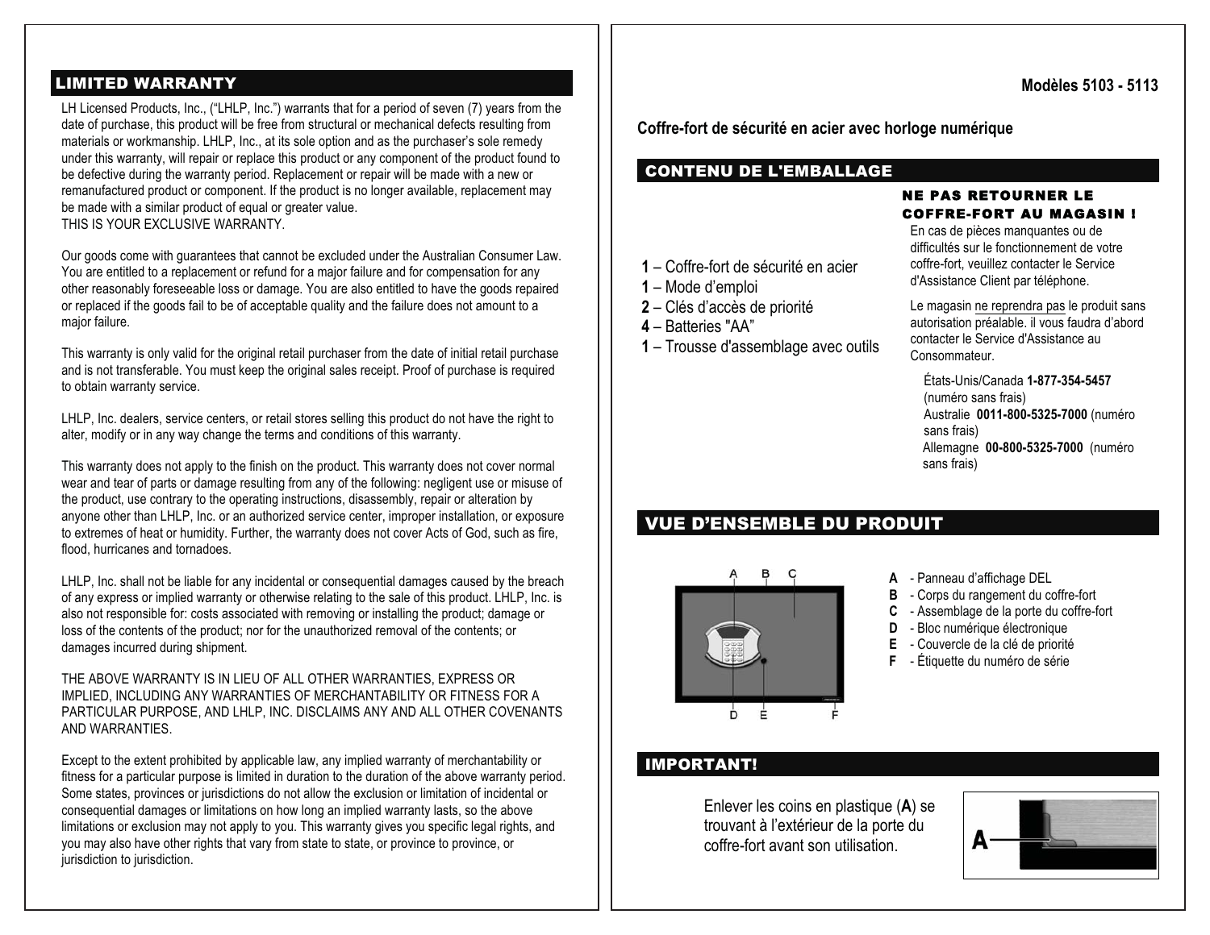## LIMITED WARRANTY

LH Licensed Products, Inc., ("LHLP, Inc.") warrants that for a period of seven (7) years from the date of purchase, this product will be free from structural or mechanical defects resulting from materials or workmanship. LHLP, Inc., at its sole option and as the purchaser's sole remedy under this warranty, will repair or replace this product or any component of the product found to be defective during the warranty period. Replacement or repair will be made with a new or remanufactured product or component. If the product is no longer available, replacement may be made with a similar product of equal or greater value.
THIS IS YOUR EXCLUSIVE WARRANTY.

Our goods come with guarantees that cannot be excluded under the Australian Consumer Law. You are entitled to a replacement or refund for a major failure and for compensation for any other reasonably foreseeable loss or damage. You are also entitled to have the goods repaired or replaced if the goods fail to be of acceptable quality and the failure does not amount to a major failure.

This warranty is only valid for the original retail purchaser from the date of initial retail purchase and is not transferable. You must keep the original sales receipt. Proof of purchase is required to obtain warranty service.

LHLP, Inc. dealers, service centers, or retail stores selling this product do not have the right to alter, modify or in any way change the terms and conditions of this warranty.

This warranty does not apply to the finish on the product. This warranty does not cover normal wear and tear of parts or damage resulting from any of the following: negligent use or misuse of the product, use contrary to the operating instructions, disassembly, repair or alteration by anyone other than LHLP, Inc. or an authorized service center, improper installation, or exposure to extremes of heat or humidity. Further, the warranty does not cover Acts of God, such as fire, flood, hurricanes and tornadoes.

LHLP, Inc. shall not be liable for any incidental or consequential damages caused by the breach of any express or implied warranty or otherwise relating to the sale of this product. LHLP, Inc. is also not responsible for: costs associated with removing or installing the product; damage or loss of the contents of the product; nor for the unauthorized removal of the contents; or damages incurred during shipment.

THE ABOVE WARRANTY IS IN LIEU OF ALL OTHER WARRANTIES, EXPRESS OR IMPLIED, INCLUDING ANY WARRANTIES OF MERCHANTABILITY OR FITNESS FOR A PARTICULAR PURPOSE, AND LHLP, INC. DISCLAIMS ANY AND ALL OTHER COVENANTS AND WARRANTIES.

Except to the extent prohibited by applicable law, any implied warranty of merchantability or fitness for a particular purpose is limited in duration to the duration of the above warranty period. Some states, provinces or jurisdictions do not allow the exclusion or limitation of incidental or consequential damages or limitations on how long an implied warranty lasts, so the above limitations or exclusion may not apply to you. This warranty gives you specific legal rights, and you may also have other rights that vary from state to state, or province to province, or jurisdiction to jurisdiction.

**Modèles 5103 - 5113**

**Coffre-fort de sécurité en acier avec horloge numérique**

## CONTENU DE L'EMBALLAGE

- **1** – Coffre-fort de sécurité en acier
- **1** – Mode d'emploi
- **2** – Clés d'accès de priorité
- **4** – Batteries "AA"
- **1** – Trousse d'assemblage avec outils

**NE PAS RETOURNER LE COFFRE-FORT AU MAGASIN !**

En cas de pièces manquantes ou de difficultés sur le fonctionnement de votre coffre-fort, veuillez contacter le Service d'Assistance Client par téléphone.

Le magasin ne reprendra pas le produit sans autorisation préalable. il vous faudra d'abord contacter le Service d'Assistance au Consommateur.

États-Unis/Canada **1-877-354-5457** (numéro sans frais)
Australie **0011-800-5325-7000** (numéro sans frais)
Allemagne **00-800-5325-7000** (numéro sans frais)

## VUE D'ENSEMBLE DU PRODUIT

- **A** - Panneau d'affichage DEL
- **B** - Corps du rangement du coffre-fort
- **C** - Assemblage de la porte du coffre-fort
- **D** - Bloc numérique électronique
- **E** - Couvercle de la clé de priorité
- **F** - Étiquette du numéro de série

## IMPORTANT!

Enlever les coins en plastique (**A**) se trouvant à l'extérieur de la porte du coffre-fort avant son utilisation.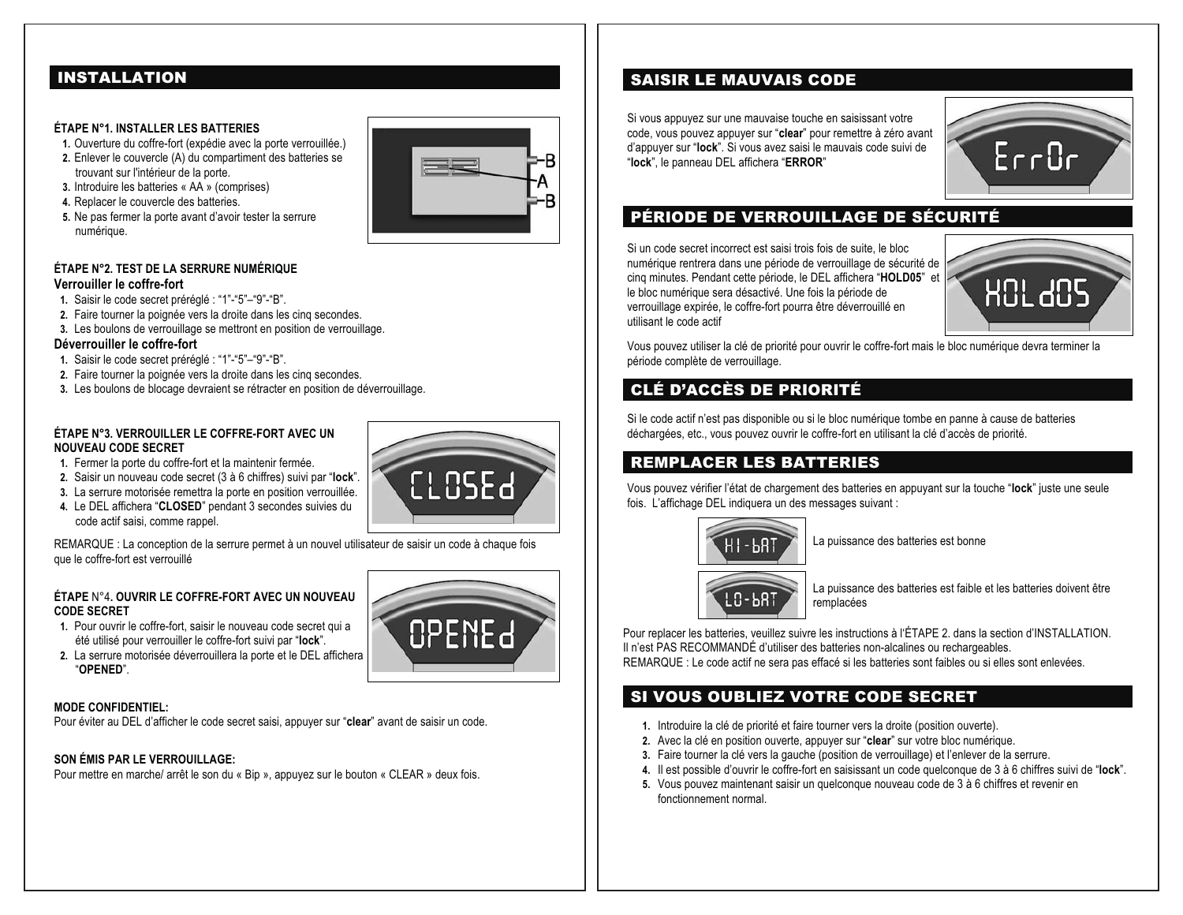## INSTALLATION

**ÉTAPE N°1. INSTALLER LES BATTERIES**

1. Ouverture du coffre-fort (expédie avec la porte verrouillée.)
2. Enlever le couvercle (A) du compartiment des batteries se trouvant sur l'intérieur de la porte.
3. Introduire les batteries « AA » (comprises)
4. Replacer le couvercle des batteries.
5. Ne pas fermer la porte avant d'avoir tester la serrure numérique.

**ÉTAPE N°2. TEST DE LA SERRURE NUMÉRIQUE**

**Verrouiller le coffre-fort**

1. Saisir le code secret préréglé : "1"-"5"–"9"-"B".
2. Faire tourner la poignée vers la droite dans les cinq secondes.
3. Les boulons de verrouillage se mettront en position de verrouillage.

**Déverrouiller le coffre-fort**

1. Saisir le code secret préréglé : "1"-"5"–"9"-"B".
2. Faire tourner la poignée vers la droite dans les cinq secondes.
3. Les boulons de blocage devraient se rétracter en position de déverrouillage.

**ÉTAPE N°3. VERROUILLER LE COFFRE-FORT AVEC UN NOUVEAU CODE SECRET**

1. Fermer la porte du coffre-fort et la maintenir fermée.
2. Saisir un nouveau code secret (3 à 6 chiffres) suivi par "**lock**".
3. La serrure motorisée remettra la porte en position verrouillée.
4. Le DEL affichera "**CLOSED**" pendant 3 secondes suivies du code actif saisi, comme rappel.

REMARQUE : La conception de la serrure permet à un nouvel utilisateur de saisir un code à chaque fois que le coffre-fort est verrouillé

**ÉTAPE** N°4. **OUVRIR LE COFFRE-FORT AVEC UN NOUVEAU CODE SECRET**

1. Pour ouvrir le coffre-fort, saisir le nouveau code secret qui a été utilisé pour verrouiller le coffre-fort suivi par "**lock**".
2. La serrure motorisée déverrouillera la porte et le DEL affichera "**OPENED**".

**MODE CONFIDENTIEL:**

Pour éviter au DEL d'afficher le code secret saisi, appuyer sur "**clear**" avant de saisir un code.

**SON ÉMIS PAR LE VERROUILLAGE:**

Pour mettre en marche/ arrêt le son du « Bip », appuyez sur le bouton « CLEAR » deux fois.

## SAISIR LE MAUVAIS CODE

Si vous appuyez sur une mauvaise touche en saisissant votre code, vous pouvez appuyer sur "**clear**" pour remettre à zéro avant d'appuyer sur "**lock**". Si vous avez saisi le mauvais code suivi de "**lock**", le panneau DEL affichera "**ERROR**"

## PÉRIODE DE VERROUILLAGE DE SÉCURITÉ

Si un code secret incorrect est saisi trois fois de suite, le bloc numérique rentrera dans une période de verrouillage de sécurité de cinq minutes. Pendant cette période, le DEL affichera "**HOLD05**" et le bloc numérique sera désactivé. Une fois la période de verrouillage expirée, le coffre-fort pourra être déverrouillé en utilisant le code actif

Vous pouvez utiliser la clé de priorité pour ouvrir le coffre-fort mais le bloc numérique devra terminer la période complète de verrouillage.

## CLÉ D'ACCÈS DE PRIORITÉ

Si le code actif n'est pas disponible ou si le bloc numérique tombe en panne à cause de batteries déchargées, etc., vous pouvez ouvrir le coffre-fort en utilisant la clé d'accès de priorité.

## REMPLACER LES BATTERIES

Vous pouvez vérifier l'état de chargement des batteries en appuyant sur la touche "**lock**" juste une seule fois. L'affichage DEL indiquera un des messages suivant :

HI-bAT — La puissance des batteries est bonne

LO-bAT — La puissance des batteries est faible et les batteries doivent être remplacées

Pour replacer les batteries, veuillez suivre les instructions à l'ÉTAPE 2. dans la section d'INSTALLATION.
Il n'est PAS RECOMMANDÉ d'utiliser des batteries non-alcalines ou rechargeables.
REMARQUE : Le code actif ne sera pas effacé si les batteries sont faibles ou si elles sont enlevées.

## SI VOUS OUBLIEZ VOTRE CODE SECRET

1. Introduire la clé de priorité et faire tourner vers la droite (position ouverte).
2. Avec la clé en position ouverte, appuyer sur "**clear**" sur votre bloc numérique.
3. Faire tourner la clé vers la gauche (position de verrouillage) et l'enlever de la serrure.
4. Il est possible d'ouvrir le coffre-fort en saisissant un code quelconque de 3 à 6 chiffres suivi de "**lock**".
5. Vous pouvez maintenant saisir un quelconque nouveau code de 3 à 6 chiffres et revenir en fonctionnement normal.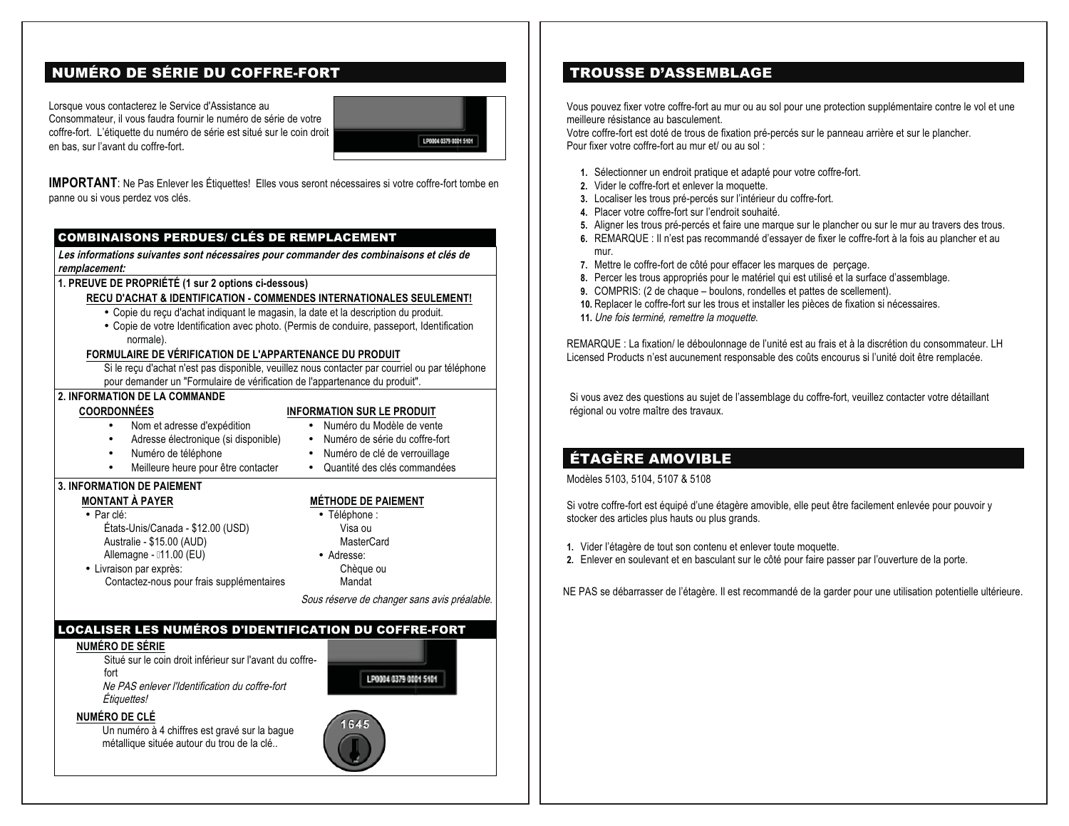## NUMÉRO DE SÉRIE DU COFFRE-FORT

Lorsque vous contacterez le Service d'Assistance au Consommateur, il vous faudra fournir le numéro de série de votre coffre-fort. L'étiquette du numéro de série est situé sur le coin droit en bas, sur l'avant du coffre-fort.

LP0004 0379 0001 5101

**IMPORTANT**: Ne Pas Enlever les Étiquettes! Elles vous seront nécessaires si votre coffre-fort tombe en panne ou si vous perdez vos clés.

### COMBINAISONS PERDUES/ CLÉS DE REMPLACEMENT

***Les informations suivantes sont nécessaires pour commander des combinaisons et clés de remplacement:***

**1. PREUVE DE PROPRIÉTÉ (1 sur 2 options ci-dessous)**

**RECU D'ACHAT & IDENTIFICATION - COMMENDES INTERNATIONALES SEULEMENT!**

- Copie du reçu d'achat indiquant le magasin, la date et la description du produit.
- Copie de votre Identification avec photo. (Permis de conduire, passeport, Identification normale).

**FORMULAIRE DE VÉRIFICATION DE L'APPARTENANCE DU PRODUIT**

Si le reçu d'achat n'est pas disponible, veuillez nous contacter par courriel ou par téléphone pour demander un "Formulaire de vérification de l'appartenance du produit".

**2. INFORMATION DE LA COMMANDE**

**COORDONNÉES**

- Nom et adresse d'expédition
- Adresse électronique (si disponible)
- Numéro de téléphone
- Meilleure heure pour être contacter

**INFORMATION SUR LE PRODUIT**

- Numéro du Modèle de vente
- Numéro de série du coffre-fort
- Numéro de clé de verrouillage
- Quantité des clés commandées

**3. INFORMATION DE PAIEMENT**

**MONTANT À PAYER**

- Par clé:
  États-Unis/Canada - $12.00 (USD)
  Australie - $15.00 (AUD)
  Allemagne - 11.00 (EU)
- Livraison par exprès:
  Contactez-nous pour frais supplémentaires

**MÉTHODE DE PAIEMENT**

- Téléphone :
  Visa ou
  MasterCard
- Adresse:
  Chèque ou
  Mandat

*Sous réserve de changer sans avis préalable.*

### LOCALISER LES NUMÉROS D'IDENTIFICATION DU COFFRE-FORT

**NUMÉRO DE SÉRIE**

Situé sur le coin droit inférieur sur l'avant du coffre-fort

*Ne PAS enlever l'Identification du coffre-fort Étiquettes!*

LP0004 0379 0001 5101

**NUMÉRO DE CLÉ**

Un numéro à 4 chiffres est gravé sur la bague métallique située autour du trou de la clé..

1645

## TROUSSE D'ASSEMBLAGE

Vous pouvez fixer votre coffre-fort au mur ou au sol pour une protection supplémentaire contre le vol et une meilleure résistance au basculement.
Votre coffre-fort est doté de trous de fixation pré-percés sur le panneau arrière et sur le plancher.
Pour fixer votre coffre-fort au mur et/ ou au sol :

1. Sélectionner un endroit pratique et adapté pour votre coffre-fort.
2. Vider le coffre-fort et enlever la moquette.
3. Localiser les trous pré-percés sur l'intérieur du coffre-fort.
4. Placer votre coffre-fort sur l'endroit souhaité.
5. Aligner les trous pré-percés et faire une marque sur le plancher ou sur le mur au travers des trous.
6. REMARQUE : Il n'est pas recommandé d'essayer de fixer le coffre-fort à la fois au plancher et au mur.
7. Mettre le coffre-fort de côté pour effacer les marques de perçage.
8. Percer les trous appropriés pour le matériel qui est utilisé et la surface d'assemblage.
9. COMPRIS: (2 de chaque – boulons, rondelles et pattes de scellement).
10. Replacer le coffre-fort sur les trous et installer les pièces de fixation si nécessaires.
11. *Une fois terminé, remettre la moquette.*

REMARQUE : La fixation/ le déboulonnage de l'unité est au frais et à la discrétion du consommateur. LH Licensed Products n'est aucunement responsable des coûts encourus si l'unité doit être remplacée.

Si vous avez des questions au sujet de l'assemblage du coffre-fort, veuillez contacter votre détaillant régional ou votre maître des travaux.

## ÉTAGÈRE AMOVIBLE

Modèles 5103, 5104, 5107 & 5108

Si votre coffre-fort est équipé d'une étagère amovible, elle peut être facilement enlevée pour pouvoir y stocker des articles plus hauts ou plus grands.

1. Vider l'étagère de tout son contenu et enlever toute moquette.
2. Enlever en soulevant et en basculant sur le côté pour faire passer par l'ouverture de la porte.

NE PAS se débarrasser de l'étagère. Il est recommandé de la garder pour une utilisation potentielle ultérieure.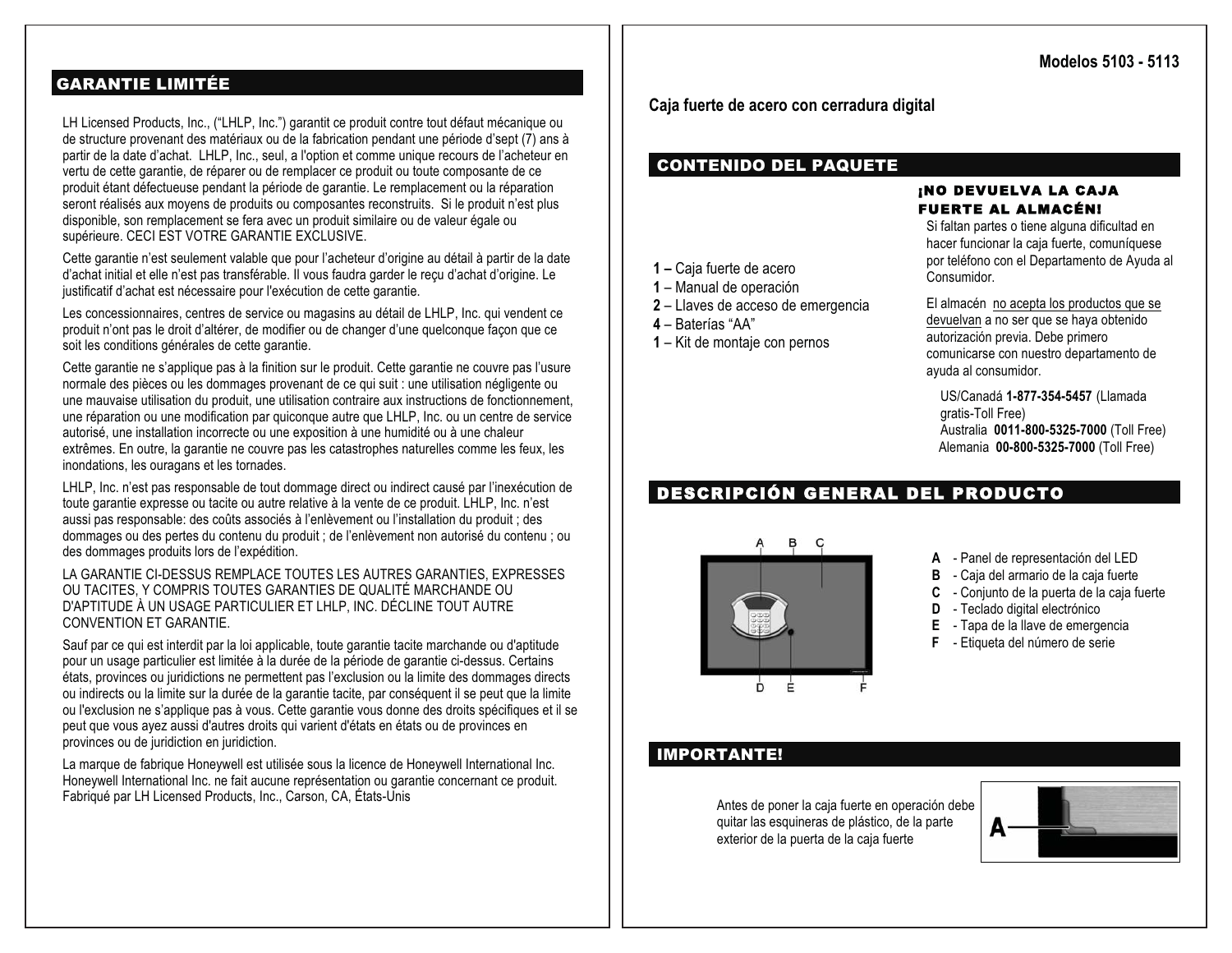## GARANTIE LIMITÉE

LH Licensed Products, Inc., ("LHLP, Inc.") garantit ce produit contre tout défaut mécanique ou de structure provenant des matériaux ou de la fabrication pendant une période d'sept (7) ans à partir de la date d'achat. LHLP, Inc., seul, a l'option et comme unique recours de l'acheteur en vertu de cette garantie, de réparer ou de remplacer ce produit ou toute composante de ce produit étant défectueuse pendant la période de garantie. Le remplacement ou la réparation seront réalisés aux moyens de produits ou composantes reconstruits. Si le produit n'est plus disponible, son remplacement se fera avec un produit similaire ou de valeur égale ou supérieure. CECI EST VOTRE GARANTIE EXCLUSIVE.

Cette garantie n'est seulement valable que pour l'acheteur d'origine au détail à partir de la date d'achat initial et elle n'est pas transférable. Il vous faudra garder le reçu d'achat d'origine. Le justificatif d'achat est nécessaire pour l'exécution de cette garantie.

Les concessionnaires, centres de service ou magasins au détail de LHLP, Inc. qui vendent ce produit n'ont pas le droit d'altérer, de modifier ou de changer d'une quelconque façon que ce soit les conditions générales de cette garantie.

Cette garantie ne s'applique pas à la finition sur le produit. Cette garantie ne couvre pas l'usure normale des pièces ou les dommages provenant de ce qui suit : une utilisation négligente ou une mauvaise utilisation du produit, une utilisation contraire aux instructions de fonctionnement, une réparation ou une modification par quiconque autre que LHLP, Inc. ou un centre de service autorisé, une installation incorrecte ou une exposition à une humidité ou à une chaleur extrêmes. En outre, la garantie ne couvre pas les catastrophes naturelles comme les feux, les inondations, les ouragans et les tornades.

LHLP, Inc. n'est pas responsable de tout dommage direct ou indirect causé par l'inexécution de toute garantie expresse ou tacite ou autre relative à la vente de ce produit. LHLP, Inc. n'est aussi pas responsable: des coûts associés à l'enlèvement ou l'installation du produit ; des dommages ou des pertes du contenu du produit ; de l'enlèvement non autorisé du contenu ; ou des dommages produits lors de l'expédition.

LA GARANTIE CI-DESSUS REMPLACE TOUTES LES AUTRES GARANTIES, EXPRESSES OU TACITES, Y COMPRIS TOUTES GARANTIES DE QUALITÉ MARCHANDE OU D'APTITUDE À UN USAGE PARTICULIER ET LHLP, INC. DÉCLINE TOUT AUTRE CONVENTION ET GARANTIE.

Sauf par ce qui est interdit par la loi applicable, toute garantie tacite marchande ou d'aptitude pour un usage particulier est limitée à la durée de la période de garantie ci-dessus. Certains états, provinces ou juridictions ne permettent pas l'exclusion ou la limite des dommages directs ou indirects ou la limite sur la durée de la garantie tacite, par conséquent il se peut que la limite ou l'exclusion ne s'applique pas à vous. Cette garantie vous donne des droits spécifiques et il se peut que vous ayez aussi d'autres droits qui varient d'états en états ou de provinces en provinces ou de juridiction en juridiction.

La marque de fabrique Honeywell est utilisée sous la licence de Honeywell International Inc. Honeywell International Inc. ne fait aucune représentation ou garantie concernant ce produit. Fabriqué par LH Licensed Products, Inc., Carson, CA, États-Unis

**Modelos 5103 - 5113**

**Caja fuerte de acero con cerradura digital**

## CONTENIDO DEL PAQUETE

- **1 –** Caja fuerte de acero
- **1** – Manual de operación
- **2** – Llaves de acceso de emergencia
- **4** – Baterías "AA"
- **1** – Kit de montaje con pernos

**¡NO DEVUELVA LA CAJA FUERTE AL ALMACÉN!**

Si faltan partes o tiene alguna dificultad en hacer funcionar la caja fuerte, comuníquese por teléfono con el Departamento de Ayuda al Consumidor.

El almacén no acepta los productos que se devuelvan a no ser que se haya obtenido autorización previa. Debe primero comunicarse con nuestro departamento de ayuda al consumidor.

US/Canadá **1-877-354-5457** (Llamada gratis-Toll Free)
Australia **0011-800-5325-7000** (Toll Free)
Alemania **00-800-5325-7000** (Toll Free)

## DESCRIPCIÓN GENERAL DEL PRODUCTO

- **A** - Panel de representación del LED
- **B** - Caja del armario de la caja fuerte
- **C** - Conjunto de la puerta de la caja fuerte
- **D** - Teclado digital electrónico
- **E** - Tapa de la llave de emergencia
- **F** - Etiqueta del número de serie

## IMPORTANTE!

Antes de poner la caja fuerte en operación debe quitar las esquineras de plástico, de la parte exterior de la puerta de la caja fuerte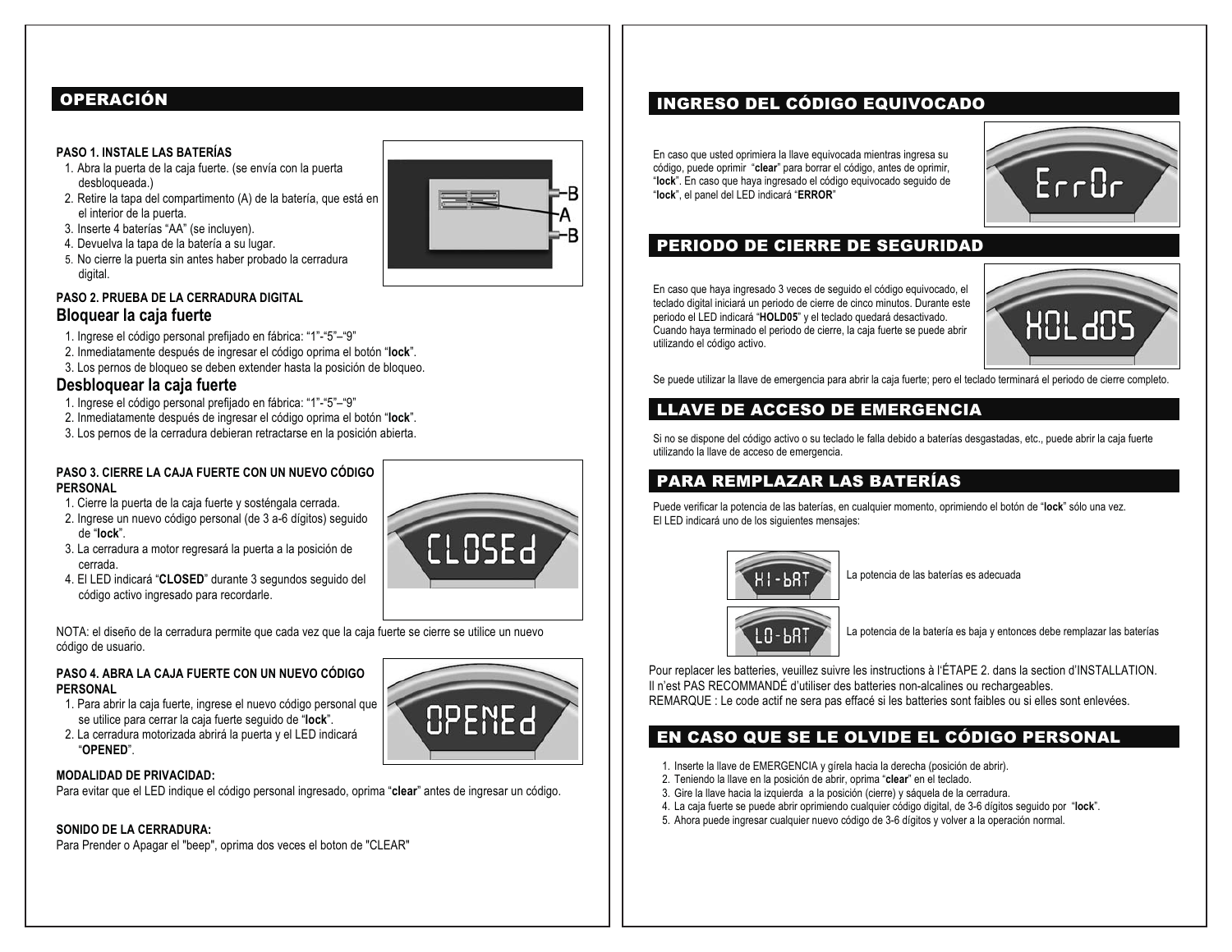## OPERACIÓN

**PASO 1. INSTALE LAS BATERÍAS**

1. Abra la puerta de la caja fuerte. (se envía con la puerta desbloqueada.)
2. Retire la tapa del compartimento (A) de la batería, que está en el interior de la puerta.
3. Inserte 4 baterías "AA" (se incluyen).
4. Devuelva la tapa de la batería a su lugar.
5. No cierre la puerta sin antes haber probado la cerradura digital.

**PASO 2. PRUEBA DE LA CERRADURA DIGITAL**

### Bloquear la caja fuerte

1. Ingrese el código personal prefijado en fábrica: "1"-"5"–"9"
2. Inmediatamente después de ingresar el código oprima el botón "**lock**".
3. Los pernos de bloqueo se deben extender hasta la posición de bloqueo.

### Desbloquear la caja fuerte

1. Ingrese el código personal prefijado en fábrica: "1"-"5"–"9"
2. Inmediatamente después de ingresar el código oprima el botón "**lock**".
3. Los pernos de la cerradura debieran retractarse en la posición abierta.

**PASO 3. CIERRE LA CAJA FUERTE CON UN NUEVO CÓDIGO PERSONAL**

1. Cierre la puerta de la caja fuerte y sosténgala cerrada.
2. Ingrese un nuevo código personal (de 3 a-6 dígitos) seguido de "**lock**".
3. La cerradura a motor regresará la puerta a la posición de cerrada.
4. El LED indicará "**CLOSED**" durante 3 segundos seguido del código activo ingresado para recordarle.

NOTA: el diseño de la cerradura permite que cada vez que la caja fuerte se cierre se utilice un nuevo código de usuario.

**PASO 4. ABRA LA CAJA FUERTE CON UN NUEVO CÓDIGO PERSONAL**

1. Para abrir la caja fuerte, ingrese el nuevo código personal que se utilice para cerrar la caja fuerte seguido de "**lock**".
2. La cerradura motorizada abrirá la puerta y el LED indicará "**OPENED**".

**MODALIDAD DE PRIVACIDAD:**

Para evitar que el LED indique el código personal ingresado, oprima "**clear**" antes de ingresar un código.

**SONIDO DE LA CERRADURA:**

Para Prender o Apagar el "beep", oprima dos veces el boton de "CLEAR"

## INGRESO DEL CÓDIGO EQUIVOCADO

En caso que usted oprimiera la llave equivocada mientras ingresa su código, puede oprimir "**clear**" para borrar el código, antes de oprimir, "**lock**". En caso que haya ingresado el código equivocado seguido de "**lock**", el panel del LED indicará "**ERROR**"

## PERIODO DE CIERRE DE SEGURIDAD

En caso que haya ingresado 3 veces de seguido el código equivocado, el teclado digital iniciará un periodo de cierre de cinco minutos. Durante este periodo el LED indicará "**HOLD05**" y el teclado quedará desactivado. Cuando haya terminado el periodo de cierre, la caja fuerte se puede abrir utilizando el código activo.

Se puede utilizar la llave de emergencia para abrir la caja fuerte; pero el teclado terminará el periodo de cierre completo.

## LLAVE DE ACCESO DE EMERGENCIA

Si no se dispone del código activo o su teclado le falla debido a baterías desgastadas, etc., puede abrir la caja fuerte utilizando la llave de acceso de emergencia.

## PARA REMPLAZAR LAS BATERÍAS

Puede verificar la potencia de las baterías, en cualquier momento, oprimiendo el botón de "**lock**" sólo una vez.
El LED indicará uno de los siguientes mensajes:

HI-bAT — La potencia de las baterías es adecuada

LO-bAT — La potencia de la batería es baja y entonces debe remplazar las baterías

Pour replacer les batteries, veuillez suivre les instructions à l'ÉTAPE 2. dans la section d'INSTALLATION.
Il n'est PAS RECOMMANDÉ d'utiliser des batteries non-alcalines ou rechargeables.
REMARQUE : Le code actif ne sera pas effacé si les batteries sont faibles ou si elles sont enlevées.

## EN CASO QUE SE LE OLVIDE EL CÓDIGO PERSONAL

1. Inserte la llave de EMERGENCIA y gírela hacia la derecha (posición de abrir).
2. Teniendo la llave en la posición de abrir, oprima "**clear**" en el teclado.
3. Gire la llave hacia la izquierda a la posición (cierre) y sáquela de la cerradura.
4. La caja fuerte se puede abrir oprimiendo cualquier código digital, de 3-6 dígitos seguido por "**lock**".
5. Ahora puede ingresar cualquier nuevo código de 3-6 dígitos y volver a la operación normal.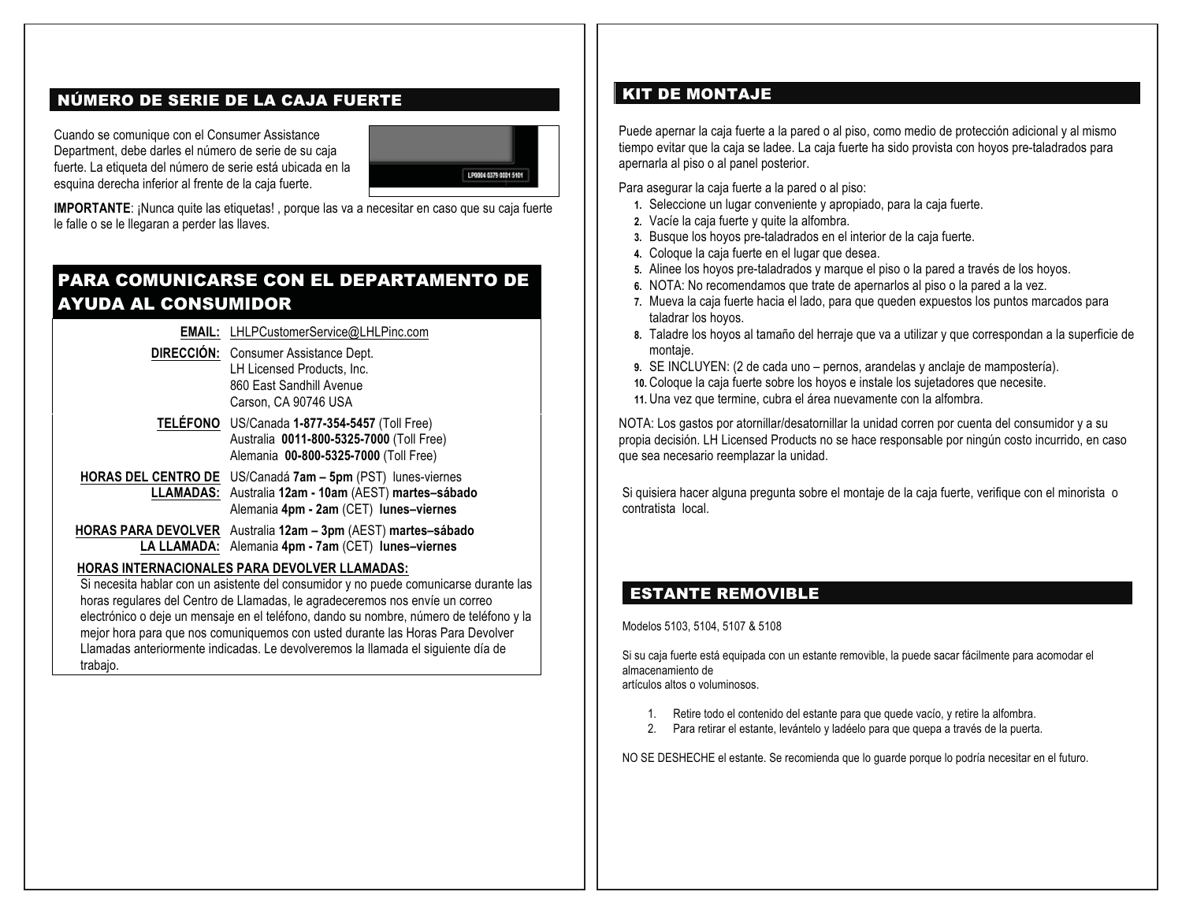## NÚMERO DE SERIE DE LA CAJA FUERTE

Cuando se comunique con el Consumer Assistance Department, debe darles el número de serie de su caja fuerte. La etiqueta del número de serie está ubicada en la esquina derecha inferior al frente de la caja fuerte.

LP0004 0379 0001 5101

**IMPORTANTE**: ¡Nunca quite las etiquetas! , porque las va a necesitar en caso que su caja fuerte le falle o se le llegaran a perder las llaves.

## PARA COMUNICARSE CON EL DEPARTAMENTO DE AYUDA AL CONSUMIDOR

| | |
|---|---|
| **EMAIL:** | LHLPCustomerService@LHLPinc.com |
| **DIRECCIÓN:** | Consumer Assistance Dept.<br>LH Licensed Products, Inc.<br>860 East Sandhill Avenue<br>Carson, CA 90746 USA |
| **TELÉFONO** | US/Canada **1-877-354-5457** (Toll Free)<br>Australia **0011-800-5325-7000** (Toll Free)<br>Alemania **00-800-5325-7000** (Toll Free) |
| **HORAS DEL CENTRO DE LLAMADAS:** | US/Canadá **7am – 5pm** (PST) lunes-viernes<br>Australia **12am - 10am** (AEST) **martes–sábado**<br>Alemania **4pm - 2am** (CET) **lunes–viernes** |
| **HORAS PARA DEVOLVER LA LLAMADA:** | Australia **12am – 3pm** (AEST) **martes–sábado**<br>Alemania **4pm - 7am** (CET) **lunes–viernes** |

**HORAS INTERNACIONALES PARA DEVOLVER LLAMADAS:**

Si necesita hablar con un asistente del consumidor y no puede comunicarse durante las horas regulares del Centro de Llamadas, le agradeceremos nos envíe un correo electrónico o deje un mensaje en el teléfono, dando su nombre, número de teléfono y la mejor hora para que nos comuniquemos con usted durante las Horas Para Devolver Llamadas anteriormente indicadas. Le devolveremos la llamada el siguiente día de trabajo.

## KIT DE MONTAJE

Puede apernar la caja fuerte a la pared o al piso, como medio de protección adicional y al mismo tiempo evitar que la caja se ladee. La caja fuerte ha sido provista con hoyos pre-taladrados para apernarla al piso o al panel posterior.

Para asegurar la caja fuerte a la pared o al piso:

1. Seleccione un lugar conveniente y apropiado, para la caja fuerte.
2. Vacíe la caja fuerte y quite la alfombra.
3. Busque los hoyos pre-taladrados en el interior de la caja fuerte.
4. Coloque la caja fuerte en el lugar que desea.
5. Alinee los hoyos pre-taladrados y marque el piso o la pared a través de los hoyos.
6. NOTA: No recomendamos que trate de apernarlos al piso o la pared a la vez.
7. Mueva la caja fuerte hacia el lado, para que queden expuestos los puntos marcados para taladrar los hoyos.
8. Taladre los hoyos al tamaño del herraje que va a utilizar y que correspondan a la superficie de montaje.
9. SE INCLUYEN: (2 de cada uno – pernos, arandelas y anclaje de mampostería).
10. Coloque la caja fuerte sobre los hoyos e instale los sujetadores que necesite.
11. Una vez que termine, cubra el área nuevamente con la alfombra.

NOTA: Los gastos por atornillar/desatornillar la unidad corren por cuenta del consumidor y a su propia decisión. LH Licensed Products no se hace responsable por ningún costo incurrido, en caso que sea necesario reemplazar la unidad.

Si quisiera hacer alguna pregunta sobre el montaje de la caja fuerte, verifique con el minorista o contratista local.

## ESTANTE REMOVIBLE

Modelos 5103, 5104, 5107 & 5108

Si su caja fuerte está equipada con un estante removible, la puede sacar fácilmente para acomodar el almacenamiento de artículos altos o voluminosos.

1. Retire todo el contenido del estante para que quede vacío, y retire la alfombra.
2. Para retirar el estante, levántelo y ladéelo para que quepa a través de la puerta.

NO SE DESHECHE el estante. Se recomienda que lo guarde porque lo podría necesitar en el futuro.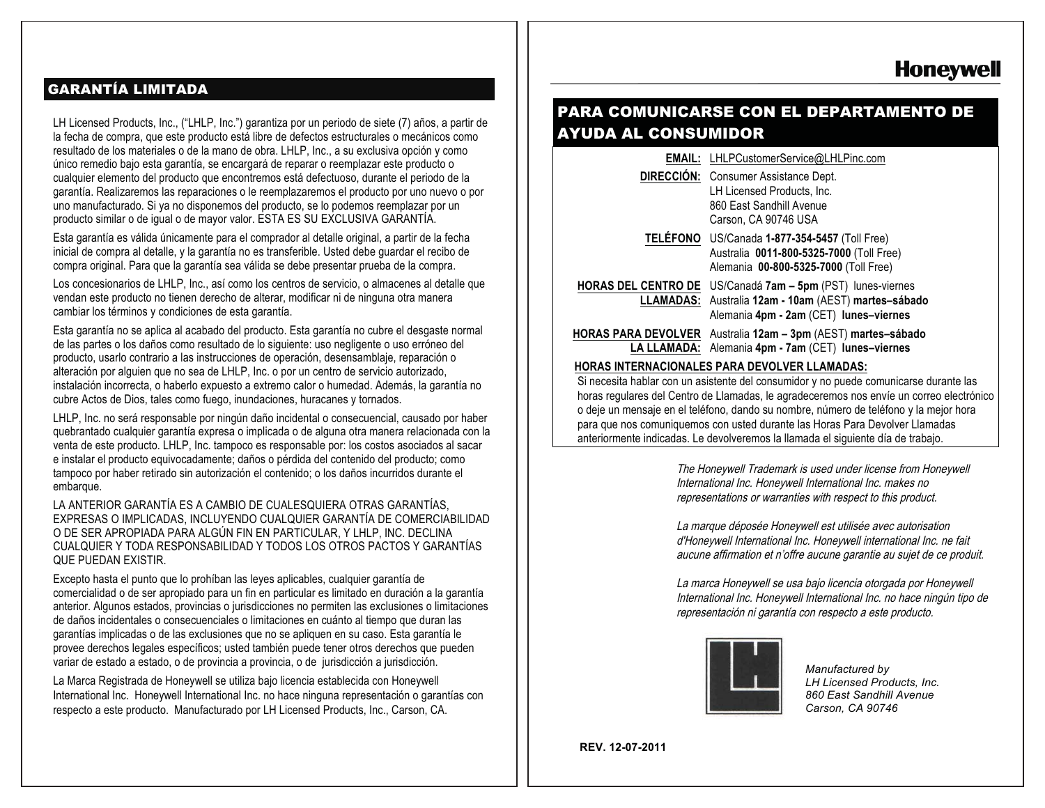## GARANTÍA LIMITADA

LH Licensed Products, Inc., ("LHLP, Inc.") garantiza por un periodo de siete (7) años, a partir de la fecha de compra, que este producto está libre de defectos estructurales o mecánicos como resultado de los materiales o de la mano de obra. LHLP, Inc., a su exclusiva opción y como único remedio bajo esta garantía, se encargará de reparar o reemplazar este producto o cualquier elemento del producto que encontremos está defectuoso, durante el periodo de la garantía. Realizaremos las reparaciones o le reemplazaremos el producto por uno nuevo o por uno manufacturado. Si ya no disponemos del producto, se lo podemos reemplazar por un producto similar o de igual o de mayor valor. ESTA ES SU EXCLUSIVA GARANTÍA.

Esta garantía es válida únicamente para el comprador al detalle original, a partir de la fecha inicial de compra al detalle, y la garantía no es transferible. Usted debe guardar el recibo de compra original. Para que la garantía sea válida se debe presentar prueba de la compra.

Los concesionarios de LHLP, Inc., así como los centros de servicio, o almacenes al detalle que vendan este producto no tienen derecho de alterar, modificar ni de ninguna otra manera cambiar los términos y condiciones de esta garantía.

Esta garantía no se aplica al acabado del producto. Esta garantía no cubre el desgaste normal de las partes o los daños como resultado de lo siguiente: uso negligente o uso erróneo del producto, usarlo contrario a las instrucciones de operación, desensamblaje, reparación o alteración por alguien que no sea de LHLP, Inc. o por un centro de servicio autorizado, instalación incorrecta, o haberlo expuesto a extremo calor o humedad. Además, la garantía no cubre Actos de Dios, tales como fuego, inundaciones, huracanes y tornados.

LHLP, Inc. no será responsable por ningún daño incidental o consecuencial, causado por haber quebrantado cualquier garantía expresa o implicada o de alguna otra manera relacionada con la venta de este producto. LHLP, Inc. tampoco es responsable por: los costos asociados al sacar e instalar el producto equivocadamente; daños o pérdida del contenido del producto; como tampoco por haber retirado sin autorización el contenido; o los daños incurridos durante el embarque.

LA ANTERIOR GARANTÍA ES A CAMBIO DE CUALESQUIERA OTRAS GARANTÍAS, EXPRESAS O IMPLICADAS, INCLUYENDO CUALQUIER GARANTÍA DE COMERCIABILIDAD O DE SER APROPIADA PARA ALGÚN FIN EN PARTICULAR, Y LHLP, INC. DECLINA CUALQUIER Y TODA RESPONSABILIDAD Y TODOS LOS OTROS PACTOS Y GARANTÍAS QUE PUEDAN EXISTIR.

Excepto hasta el punto que lo prohíban las leyes aplicables, cualquier garantía de comercialidad o de ser apropiado para un fin en particular es limitado en duración a la garantía anterior. Algunos estados, provincias o jurisdicciones no permiten las exclusiones o limitaciones de daños incidentales o consecuenciales o limitaciones en cuánto al tiempo que duran las garantías implicadas o de las exclusiones que no se apliquen en su caso. Esta garantía le provee derechos legales específicos; usted también puede tener otros derechos que pueden variar de estado a estado, o de provincia a provincia, o de jurisdicción a jurisdicción.

La Marca Registrada de Honeywell se utiliza bajo licencia establecida con Honeywell International Inc. Honeywell International Inc. no hace ninguna representación o garantías con respecto a este producto. Manufacturado por LH Licensed Products, Inc., Carson, CA.

**Honeywell**

## PARA COMUNICARSE CON EL DEPARTAMENTO DE AYUDA AL CONSUMIDOR

| | |
|---|---|
| **EMAIL:** | LHLPCustomerService@LHLPinc.com |
| **DIRECCIÓN:** | Consumer Assistance Dept.<br>LH Licensed Products, Inc.<br>860 East Sandhill Avenue<br>Carson, CA 90746 USA |
| **TELÉFONO** | US/Canada **1-877-354-5457** (Toll Free)<br>Australia **0011-800-5325-7000** (Toll Free)<br>Alemania **00-800-5325-7000** (Toll Free) |
| **HORAS DEL CENTRO DE LLAMADAS:** | US/Canadá **7am – 5pm** (PST) lunes-viernes<br>Australia **12am - 10am** (AEST) **martes–sábado**<br>Alemania **4pm - 2am** (CET) **lunes–viernes** |
| **HORAS PARA DEVOLVER LA LLAMADA:** | Australia **12am – 3pm** (AEST) **martes–sábado**<br>Alemania **4pm - 7am** (CET) **lunes–viernes** |

**HORAS INTERNACIONALES PARA DEVOLVER LLAMADAS:**

Si necesita hablar con un asistente del consumidor y no puede comunicarse durante las horas regulares del Centro de Llamadas, le agradeceremos nos envíe un correo electrónico o deje un mensaje en el teléfono, dando su nombre, número de teléfono y la mejor hora para que nos comuniquemos con usted durante las Horas Para Devolver Llamadas anteriormente indicadas. Le devolveremos la llamada el siguiente día de trabajo.

*The Honeywell Trademark is used under license from Honeywell International Inc. Honeywell International Inc. makes no representations or warranties with respect to this product.*

*La marque déposée Honeywell est utilisée avec autorisation d'Honeywell International Inc. Honeywell international Inc. ne fait aucune affirmation et n'offre aucune garantie au sujet de ce produit.*

*La marca Honeywell se usa bajo licencia otorgada por Honeywell International Inc. Honeywell International Inc. no hace ningún tipo de representación ni garantía con respecto a este producto.*

*Manufactured by*
*LH Licensed Products, Inc.*
*860 East Sandhill Avenue*
*Carson, CA 90746*

**REV. 12-07-2011**